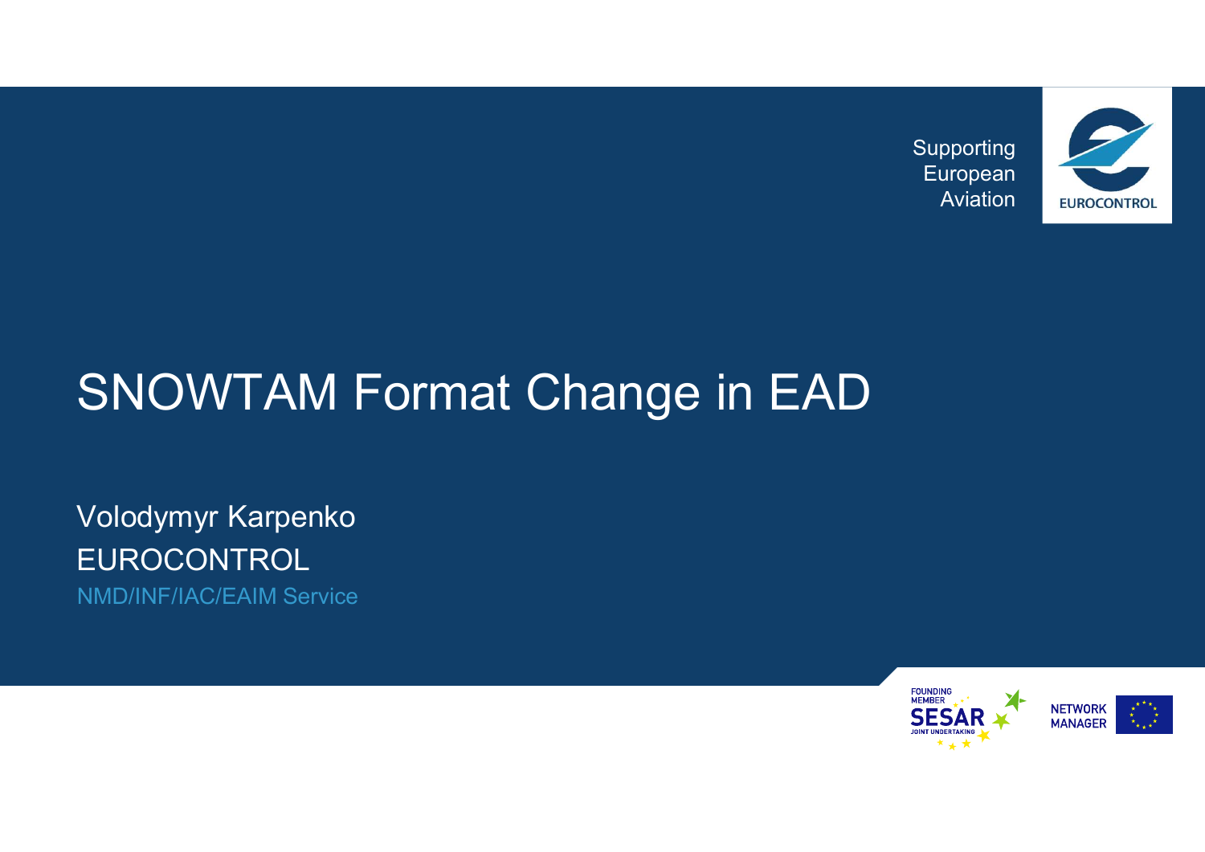Supporting European Aviation

EUROCONTROL

# SNOWTAM Format Change in EAD

Volodymyr Karpenko
EUROCONTROL
NMD/INF/IAC/EAIM Service

FOUNDING MEMBER SESAR JOINT UNDERTAKING

NETWORK MANAGER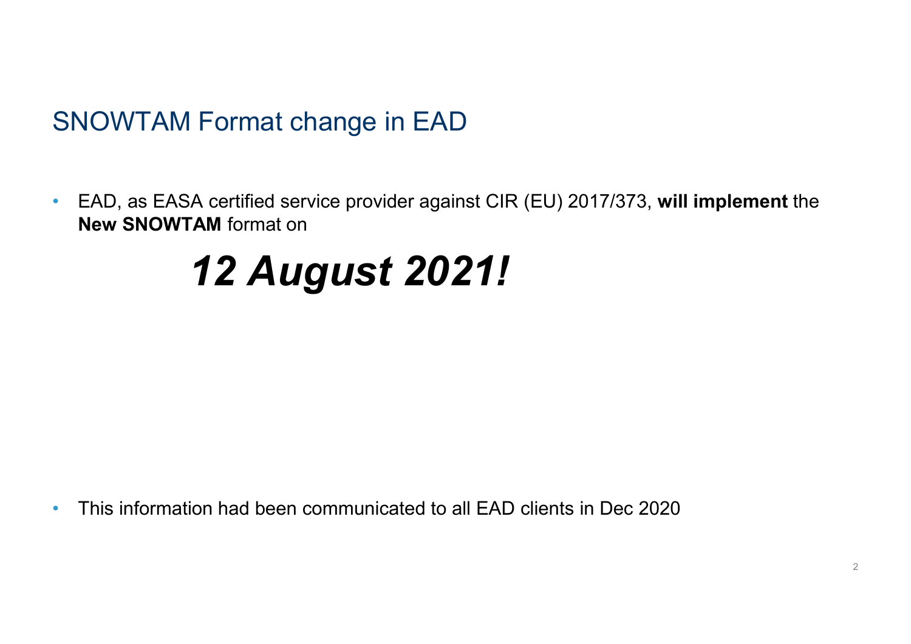# SNOWTAM Format change in EAD

- EAD, as EASA certified service provider against CIR (EU) 2017/373, **will implement** the **New SNOWTAM** format on

***12 August 2021!***

- This information had been communicated to all EAD clients in Dec 2020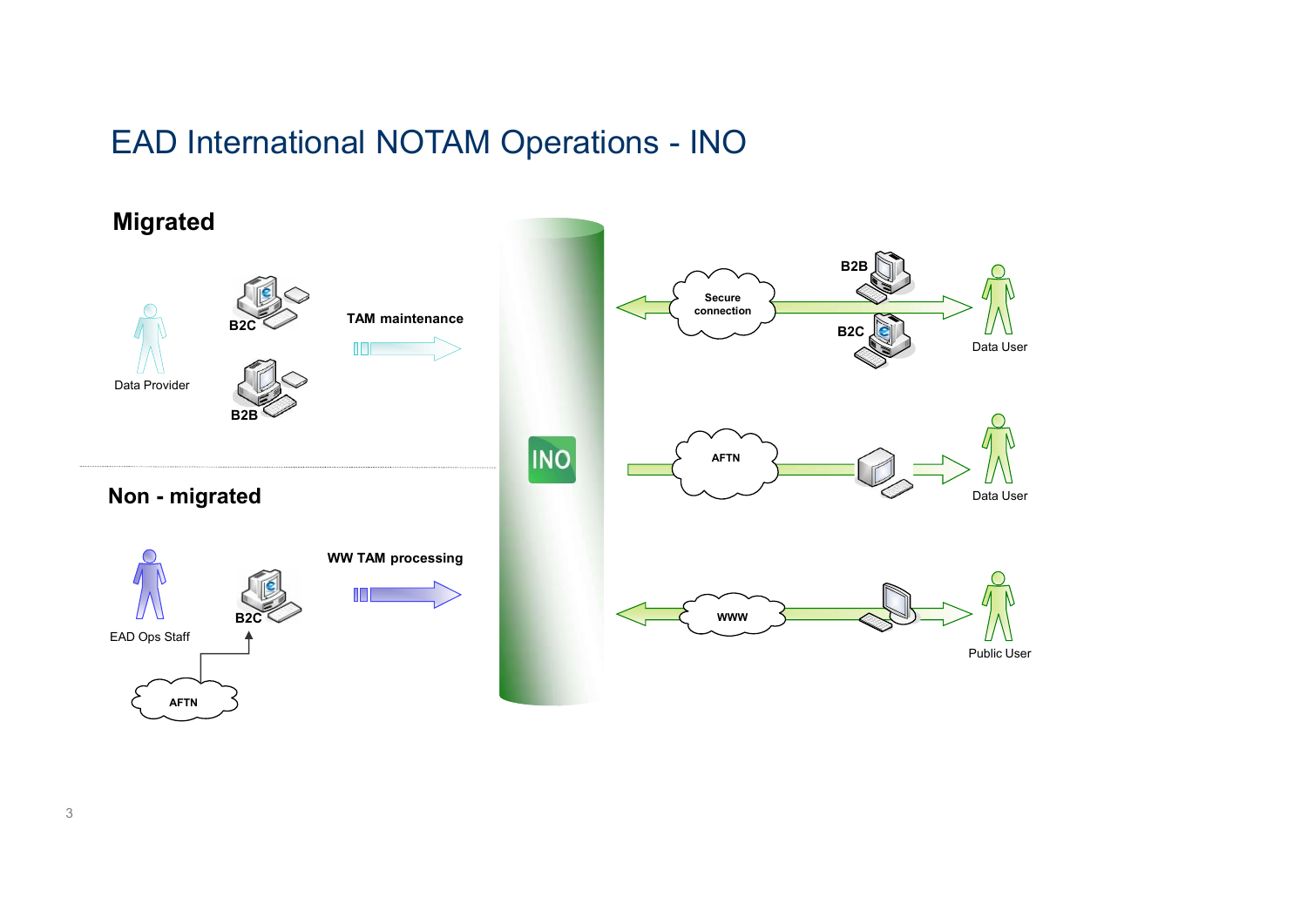# EAD International NOTAM Operations - INO

## Migrated

Data Provider

B2C

B2B

TAM maintenance

## Non - migrated

EAD Ops Staff

B2C

AFTN

WW TAM processing

INO

Secure connection

B2B

B2C

Data User

AFTN

Data User

WWW

Public User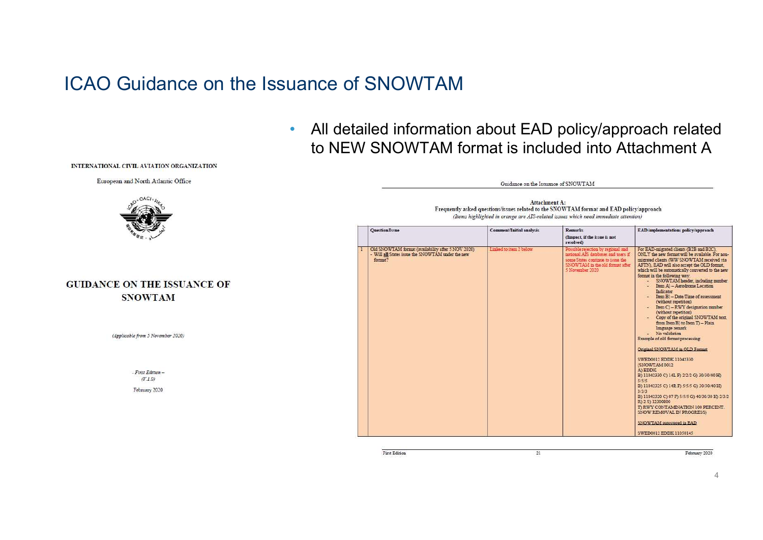# ICAO Guidance on the Issuance of SNOWTAM

- All detailed information about EAD policy/approach related to NEW SNOWTAM format is included into Attachment A

INTERNATIONAL CIVIL AVIATION ORGANIZATION

European and North Atlantic Office

**GUIDANCE ON THE ISSUANCE OF SNOWTAM**

*(Applicable from 5 November 2020)*

*- First Edition –*
*(V.1.0)*

February 2020

Guidance on the Issuance of SNOWTAM

**Attachment A:**
**Frequently asked questions/issues related to the SNOWTAM format and EAD policy/approach**
*(Items highlighted in orange are AIS-related issues which need immediate attention)*

| | Question/Issue | Comment/Initial analysis | Remarks (Impact, if the issue is not resolved) | EAD implementation policy/approach |
|---|---|---|---|---|
| 1 | Old SNOWTAM format (availability after 5 NOV 2020) - Will **all** States issue the SNOWTAM under the new format? | Linked to item 2 below | Possible rejection by regional and national AIS databases and users if some States continue to issue the SNOWTAM in the old format after 5 November 2020 | For EAD-migrated clients (B2B and B2C), ONLY the new format will be available. For non-migrated clients (WW SNOWTAM received via AFTN), EAD will also accept the OLD format, which will be automatically converted to the new format in the following way:<br>- SNOWTAM header, including number<br>- Item A) – Aerodrome Location Indicator<br>- Item B) – Date/Time of assessment (without repetition)<br>- Item C) – RWY designation number (without repetition)<br>- Copy of the original SNOWTAM text, from Item B) to Item T) – Plain language remark<br>- No validation<br>Example of old format processing:<br><br>Original SNOWTAM in OLD Format<br><br>SWED0012 EDDK 11042330<br>(SNOWTAM 0012<br>A) EDDK<br>B) 11042330 C) 14L F) 2/2/2 G) 30/30/40 H) 5/5/5<br>B) 11042325 C) 14R F) 5/5/5 G) 30/30/40 H) 3/3/3<br>B) 11042320 C) 07 F) 5/5/5 G) 40/30/30 H) 2/3/2<br>R) 2 S) 12300800<br>T) RWY CONTAMINATION 100 PERCENT. SNOW REMOVAL IN PROGRESS)<br><br>SNOWTAM autostored in EAD<br><br>SWED0012 EDDK 11050145 |

First Edition | 21 | February 2020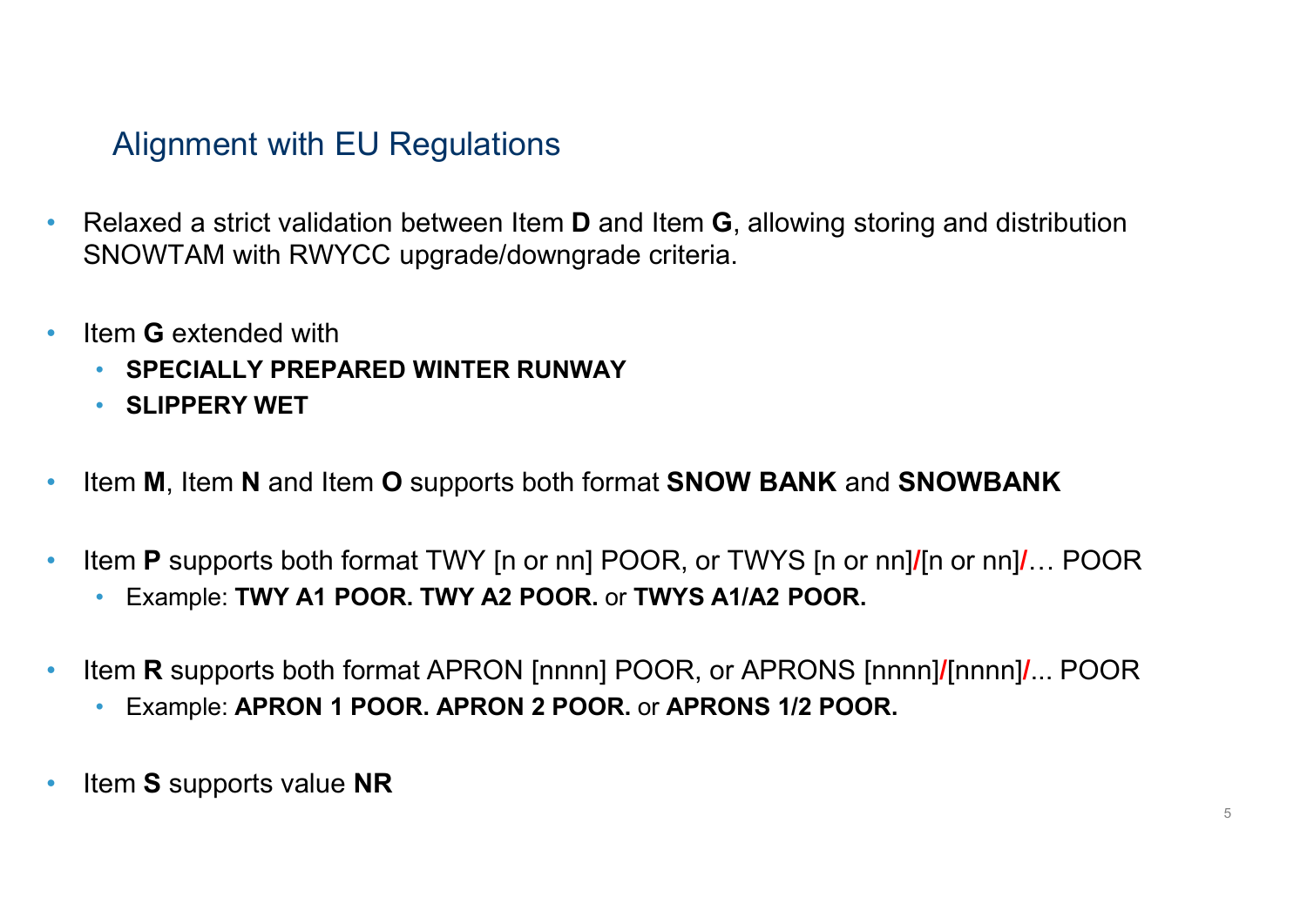## Alignment with EU Regulations

- Relaxed a strict validation between Item **D** and Item **G**, allowing storing and distribution SNOWTAM with RWYCC upgrade/downgrade criteria.
- Item **G** extended with
  - **SPECIALLY PREPARED WINTER RUNWAY**
  - **SLIPPERY WET**
- Item **M**, Item **N** and Item **O** supports both format **SNOW BANK** and **SNOWBANK**
- Item **P** supports both format TWY [n or nn] POOR, or TWYS [n or nn]**/**[n or nn]**/**… POOR
  - Example: **TWY A1 POOR. TWY A2 POOR.** or **TWYS A1/A2 POOR.**
- Item **R** supports both format APRON [nnnn] POOR, or APRONS [nnnn]**/**[nnnn]**/**... POOR
  - Example: **APRON 1 POOR. APRON 2 POOR.** or **APRONS 1/2 POOR.**
- Item **S** supports value **NR**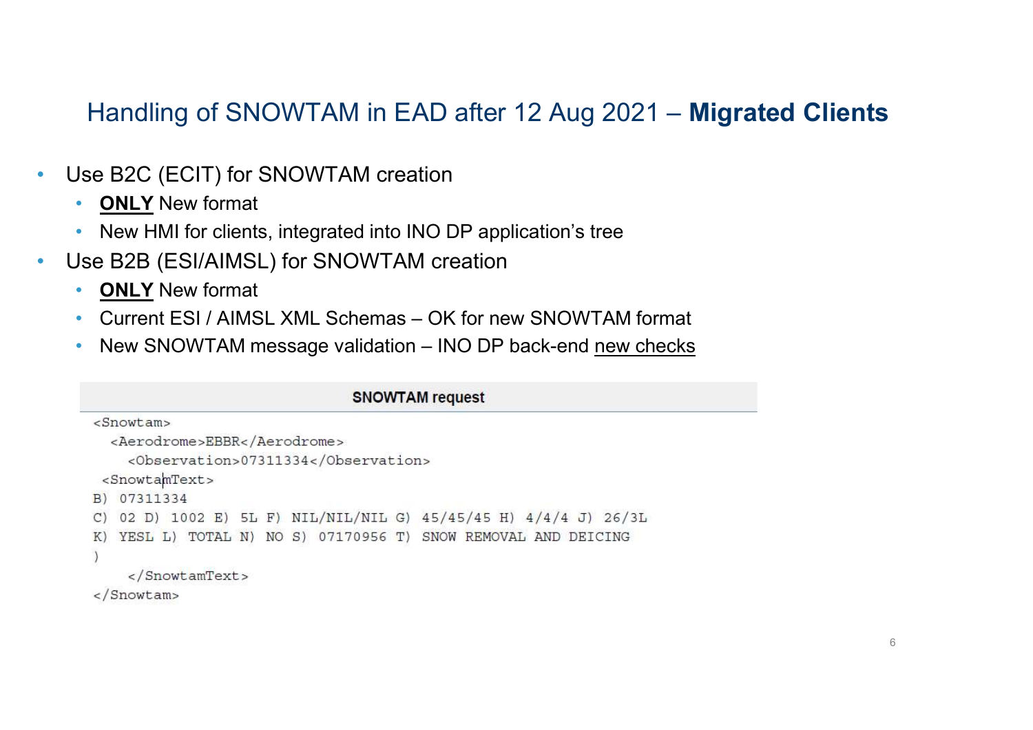## Handling of SNOWTAM in EAD after 12 Aug 2021 – **Migrated Clients**

- Use B2C (ECIT) for SNOWTAM creation
  - **ONLY** New format
  - New HMI for clients, integrated into INO DP application's tree
- Use B2B (ESI/AIMSL) for SNOWTAM creation
  - **ONLY** New format
  - Current ESI / AIMSL XML Schemas – OK for new SNOWTAM format
  - New SNOWTAM message validation – INO DP back-end new checks

**SNOWTAM request**

```
<Snowtam>
  <Aerodrome>EBBR</Aerodrome>
    <Observation>07311334</Observation>
 <SnowtamText>
B) 07311334
C) 02 D) 1002 E) 5L F) NIL/NIL/NIL G) 45/45/45 H) 4/4/4 J) 26/3L
K) YESL L) TOTAL N) NO S) 07170956 T) SNOW REMOVAL AND DEICING
)
    </SnowtamText>
</Snowtam>
```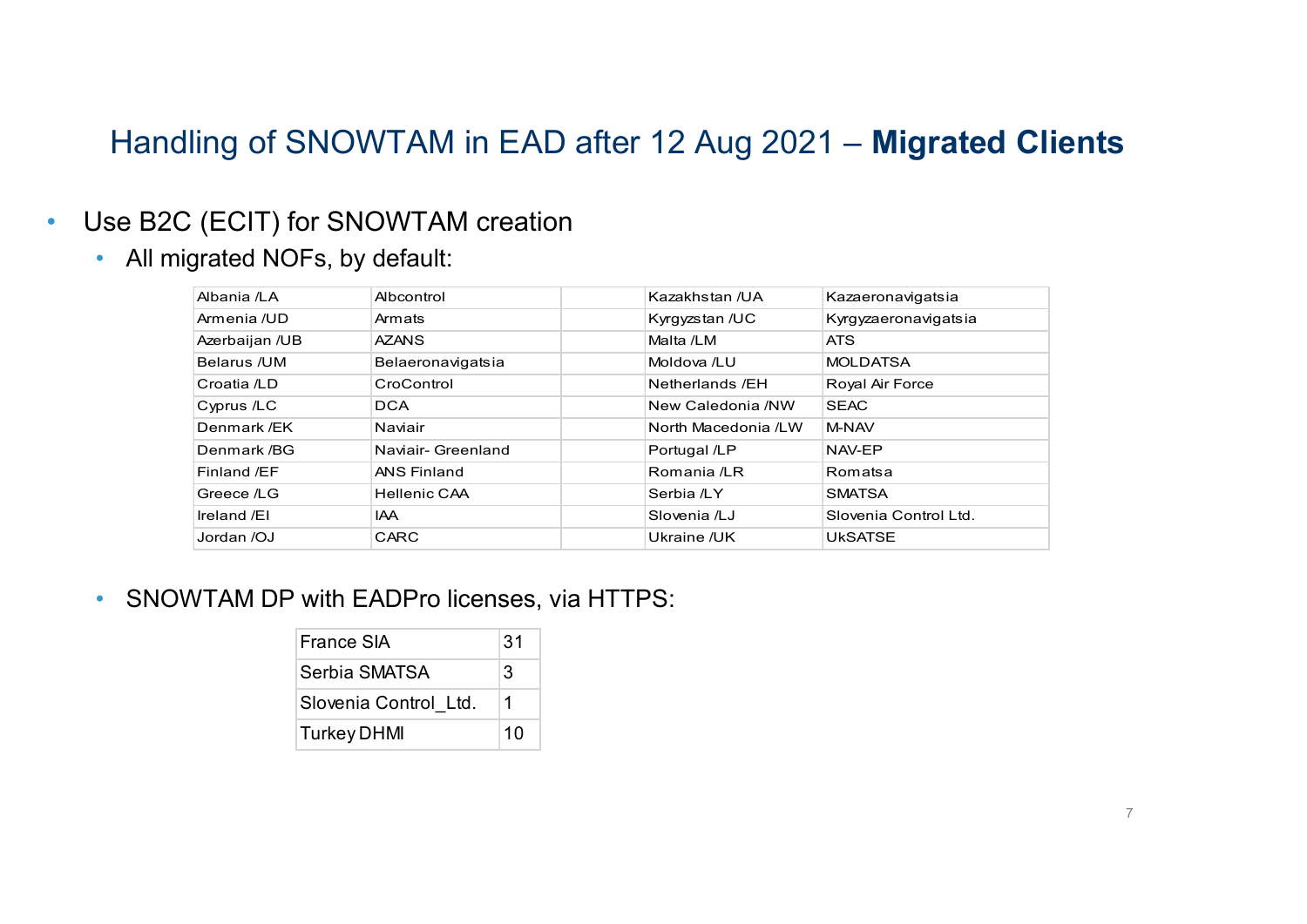# Handling of SNOWTAM in EAD after 12 Aug 2021 – **Migrated Clients**

- Use B2C (ECIT) for SNOWTAM creation
  - All migrated NOFs, by default:

| Albania /LA | Albcontrol | | Kazakhstan /UA | Kazaeronavigatsia |
|---|---|---|---|---|
| Armenia /UD | Armats | | Kyrgyzstan /UC | Kyrgyzaeronavigatsia |
| Azerbaijan /UB | AZANS | | Malta /LM | ATS |
| Belarus /UM | Belaeronavigatsia | | Moldova /LU | MOLDATSA |
| Croatia /LD | CroControl | | Netherlands /EH | Royal Air Force |
| Cyprus /LC | DCA | | New Caledonia /NW | SEAC |
| Denmark /EK | Naviair | | North Macedonia /LW | M-NAV |
| Denmark /BG | Naviair- Greenland | | Portugal /LP | NAV-EP |
| Finland /EF | ANS Finland | | Romania /LR | Romatsa |
| Greece /LG | Hellenic CAA | | Serbia /LY | SMATSA |
| Ireland /EI | IAA | | Slovenia /LJ | Slovenia Control Ltd. |
| Jordan /OJ | CARC | | Ukraine /UK | UkSATSE |

  - SNOWTAM DP with EADPro licenses, via HTTPS:

| France SIA | 31 |
|---|---|
| Serbia SMATSA | 3 |
| Slovenia Control_Ltd. | 1 |
| Turkey DHMI | 10 |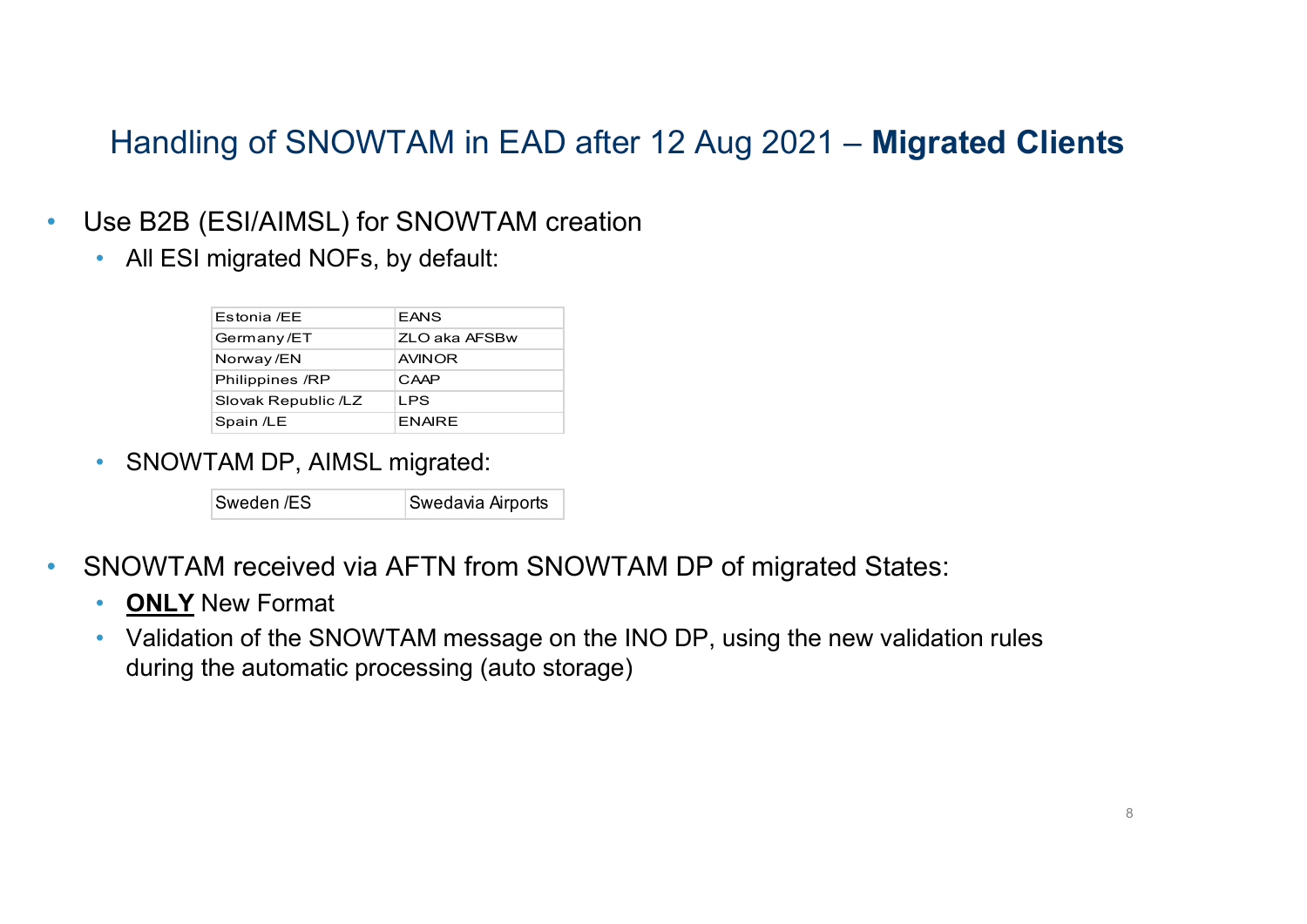## Handling of SNOWTAM in EAD after 12 Aug 2021 – **Migrated Clients**

- Use B2B (ESI/AIMSL) for SNOWTAM creation
  - All ESI migrated NOFs, by default:

| Estonia /EE | EANS |
|---|---|
| Germany /ET | ZLO aka AFSBw |
| Norway /EN | AVINOR |
| Philippines /RP | CAAP |
| Slovak Republic /LZ | LPS |
| Spain /LE | ENAIRE |

  - SNOWTAM DP, AIMSL migrated:

| Sweden /ES | Swedavia Airports |
|---|---|

- SNOWTAM received via AFTN from SNOWTAM DP of migrated States:
  - **ONLY** New Format
  - Validation of the SNOWTAM message on the INO DP, using the new validation rules during the automatic processing (auto storage)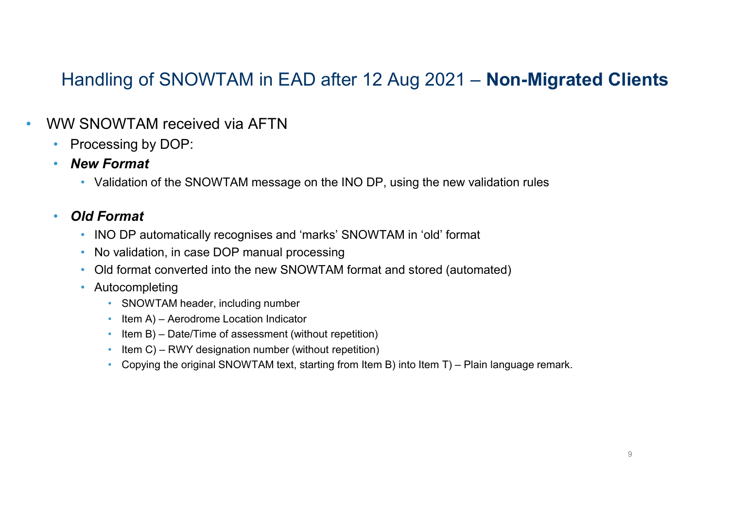# Handling of SNOWTAM in EAD after 12 Aug 2021 – **Non-Migrated Clients**

- WW SNOWTAM received via AFTN
  - Processing by DOP:
  - ***New Format***
    - Validation of the SNOWTAM message on the INO DP, using the new validation rules
  - ***Old Format***
    - INO DP automatically recognises and ‘marks’ SNOWTAM in ‘old’ format
    - No validation, in case DOP manual processing
    - Old format converted into the new SNOWTAM format and stored (automated)
    - Autocompleting
      - SNOWTAM header, including number
      - Item A) – Aerodrome Location Indicator
      - Item B) – Date/Time of assessment (without repetition)
      - Item C) – RWY designation number (without repetition)
      - Copying the original SNOWTAM text, starting from Item B) into Item T) – Plain language remark.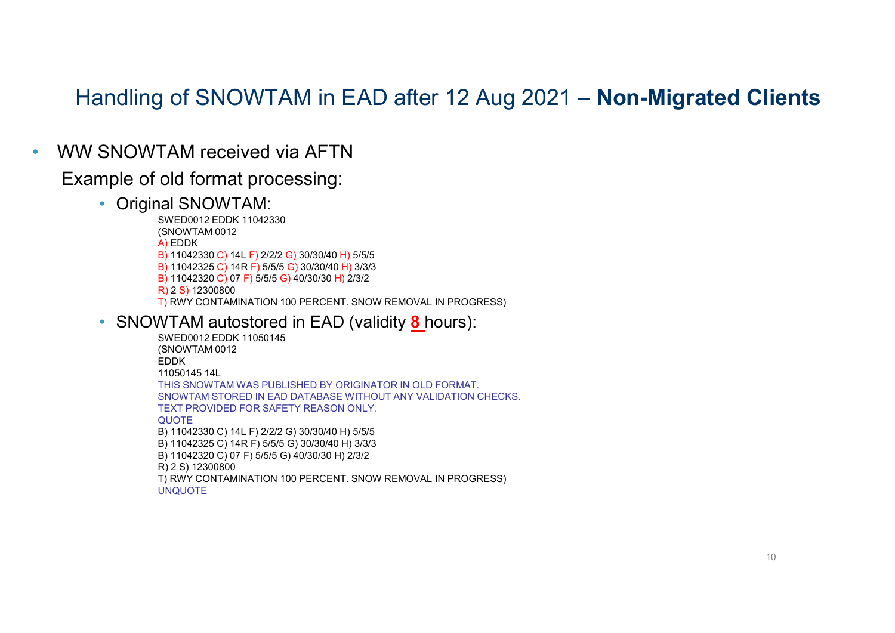# Handling of SNOWTAM in EAD after 12 Aug 2021 – **Non-Migrated Clients**

- WW SNOWTAM received via AFTN

  Example of old format processing:

  - Original SNOWTAM:

```
SWED0012 EDDK 11042330
(SNOWTAM 0012
A) EDDK
B) 11042330 C) 14L F) 2/2/2 G) 30/30/40 H) 5/5/5
B) 11042325 C) 14R F) 5/5/5 G) 30/30/40 H) 3/3/3
B) 11042320 C) 07 F) 5/5/5 G) 40/30/30 H) 2/3/2
R) 2 S) 12300800
T) RWY CONTAMINATION 100 PERCENT. SNOW REMOVAL IN PROGRESS)
```

  - SNOWTAM autostored in EAD (validity **8** hours):

```
SWED0012 EDDK 11050145
(SNOWTAM 0012
EDDK
11050145 14L
THIS SNOWTAM WAS PUBLISHED BY ORIGINATOR IN OLD FORMAT.
SNOWTAM STORED IN EAD DATABASE WITHOUT ANY VALIDATION CHECKS.
TEXT PROVIDED FOR SAFETY REASON ONLY.
QUOTE
B) 11042330 C) 14L F) 2/2/2 G) 30/30/40 H) 5/5/5
B) 11042325 C) 14R F) 5/5/5 G) 30/30/40 H) 3/3/3
B) 11042320 C) 07 F) 5/5/5 G) 40/30/30 H) 2/3/2
R) 2 S) 12300800
T) RWY CONTAMINATION 100 PERCENT. SNOW REMOVAL IN PROGRESS)
UNQUOTE
```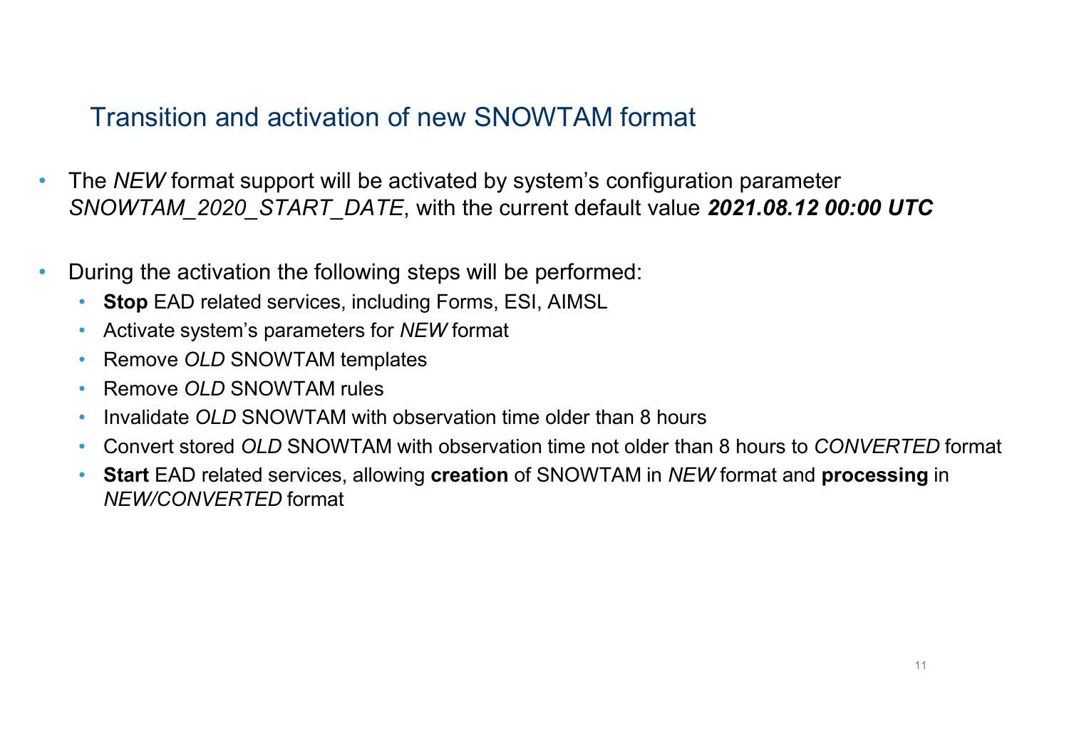## Transition and activation of new SNOWTAM format

- The *NEW* format support will be activated by system's configuration parameter *SNOWTAM_2020_START_DATE*, with the current default value ***2021.08.12 00:00 UTC***

- During the activation the following steps will be performed:
  - **Stop** EAD related services, including Forms, ESI, AIMSL
  - Activate system's parameters for *NEW* format
  - Remove *OLD* SNOWTAM templates
  - Remove *OLD* SNOWTAM rules
  - Invalidate *OLD* SNOWTAM with observation time older than 8 hours
  - Convert stored *OLD* SNOWTAM with observation time not older than 8 hours to *CONVERTED* format
  - **Start** EAD related services, allowing **creation** of SNOWTAM in *NEW* format and **processing** in *NEW/CONVERTED* format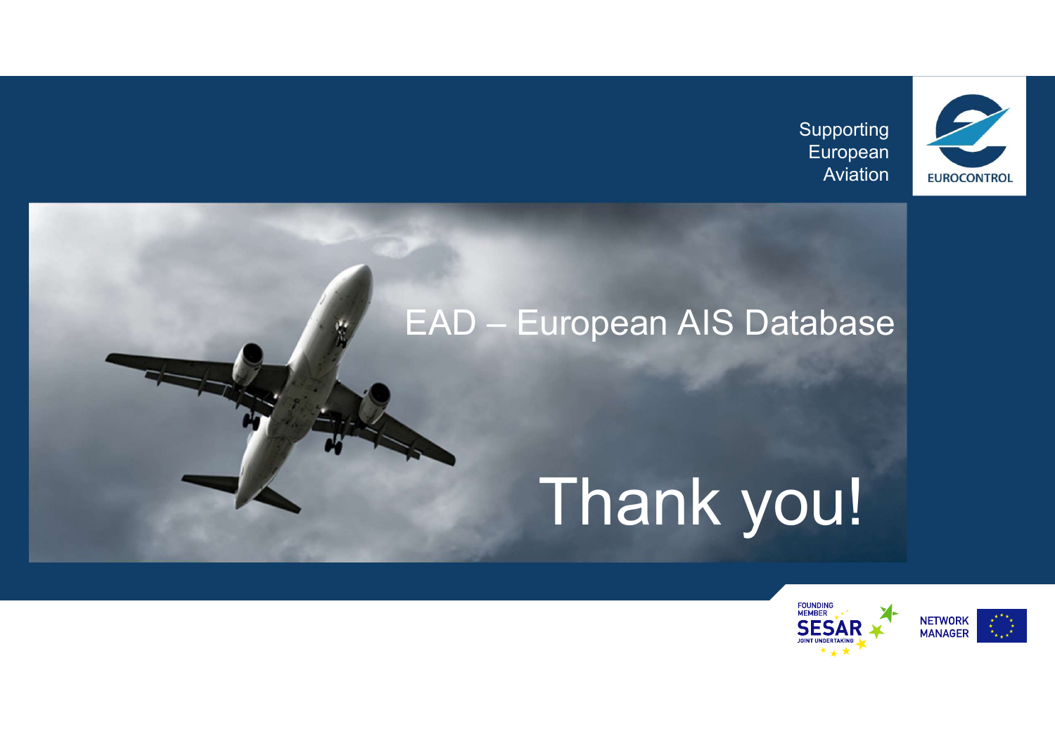Supporting European Aviation

EUROCONTROL

# EAD – European AIS Database

# Thank you!

FOUNDING MEMBER SESAR JOINT UNDERTAKING

NETWORK MANAGER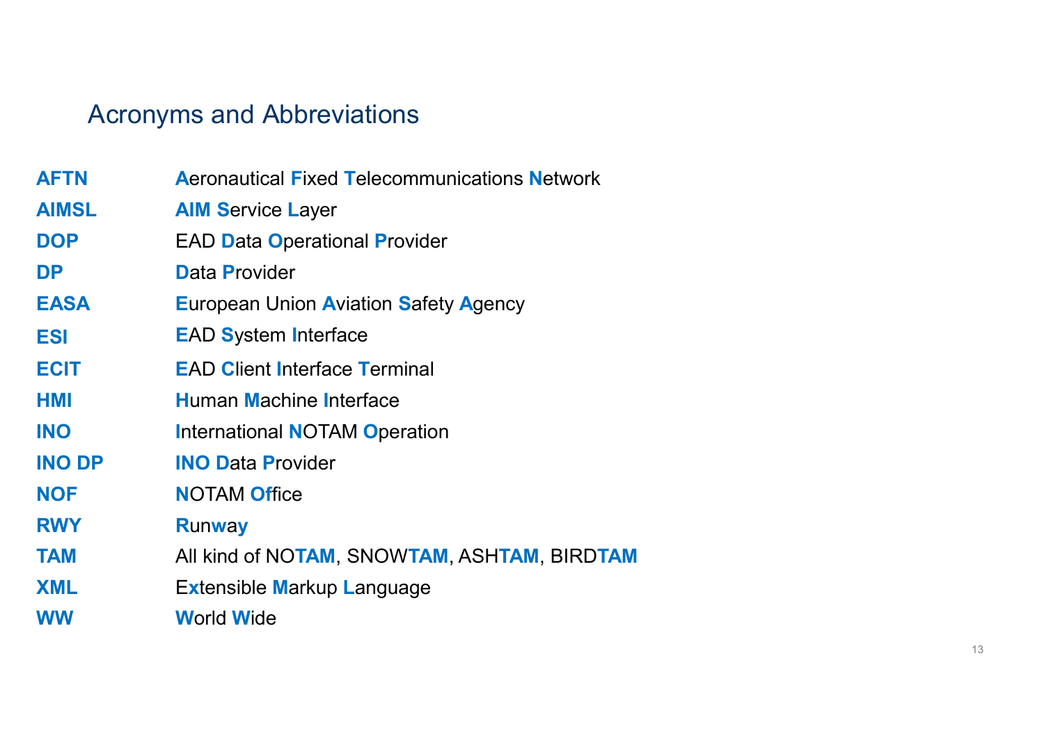## Acronyms and Abbreviations

| | |
|---|---|
| **AFTN** | **A**eronautical **F**ixed **T**elecommunications **N**etwork |
| **AIMSL** | **AIM S**ervice **L**ayer |
| **DOP** | EAD **D**ata **O**perational **P**rovider |
| **DP** | **D**ata **P**rovider |
| **EASA** | **E**uropean Union **A**viation **S**afety **A**gency |
| **ESI** | **E**AD **S**ystem **I**nterface |
| **ECIT** | **E**AD **C**lient **I**nterface **T**erminal |
| **HMI** | **H**uman **M**achine **I**nterface |
| **INO** | **I**nternational **N**OTAM **O**peration |
| **INO DP** | **INO D**ata **P**rovider |
| **NOF** | **N**OTAM **Of**fice |
| **RWY** | **R**un**w**a**y** |
| **TAM** | All kind of NO**TAM**, SNOW**TAM**, ASH**TAM**, BIRD**TAM** |
| **XML** | E**x**tensible **M**arkup **L**anguage |
| **WW** | **W**orld **W**ide |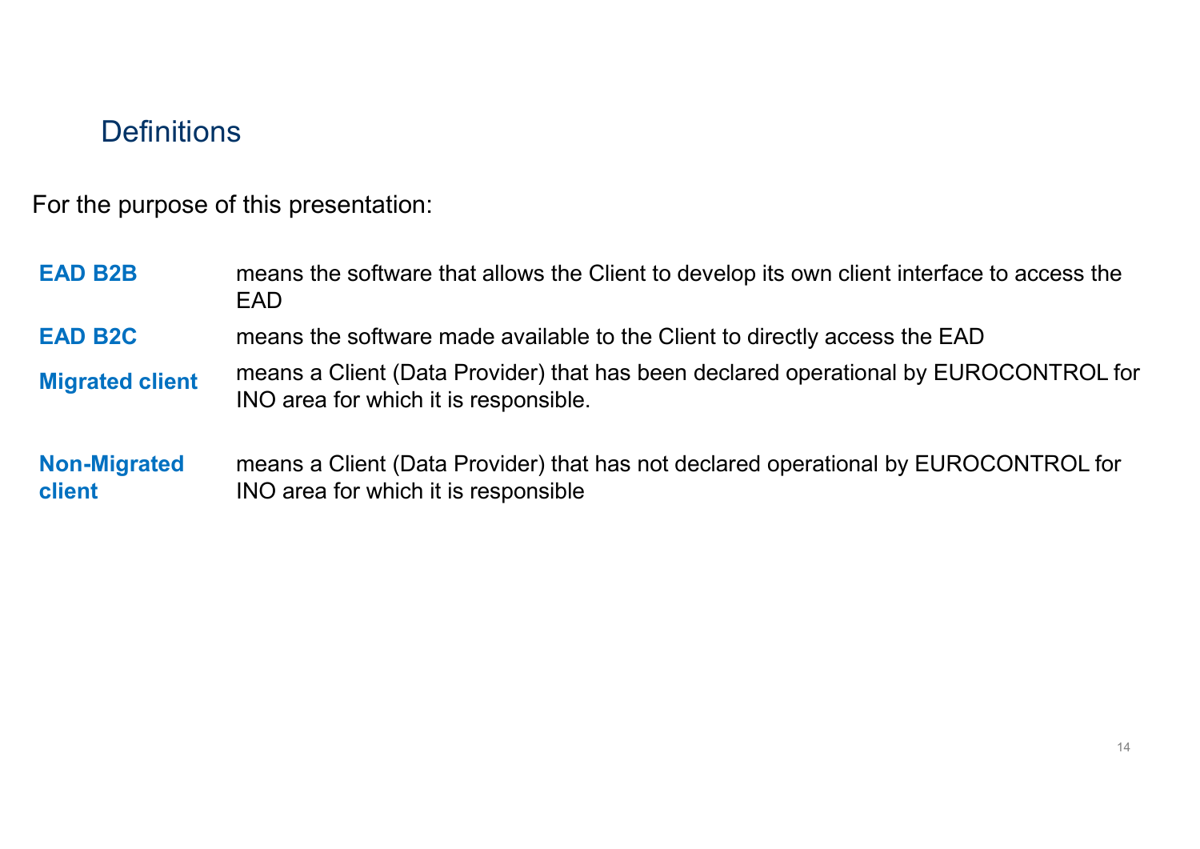## Definitions

For the purpose of this presentation:

| | |
|---|---|
| **EAD B2B** | means the software that allows the Client to develop its own client interface to access the EAD |
| **EAD B2C** | means the software made available to the Client to directly access the EAD |
| **Migrated client** | means a Client (Data Provider) that has been declared operational by EUROCONTROL for INO area for which it is responsible. |
| **Non-Migrated client** | means a Client (Data Provider) that has not declared operational by EUROCONTROL for INO area for which it is responsible |